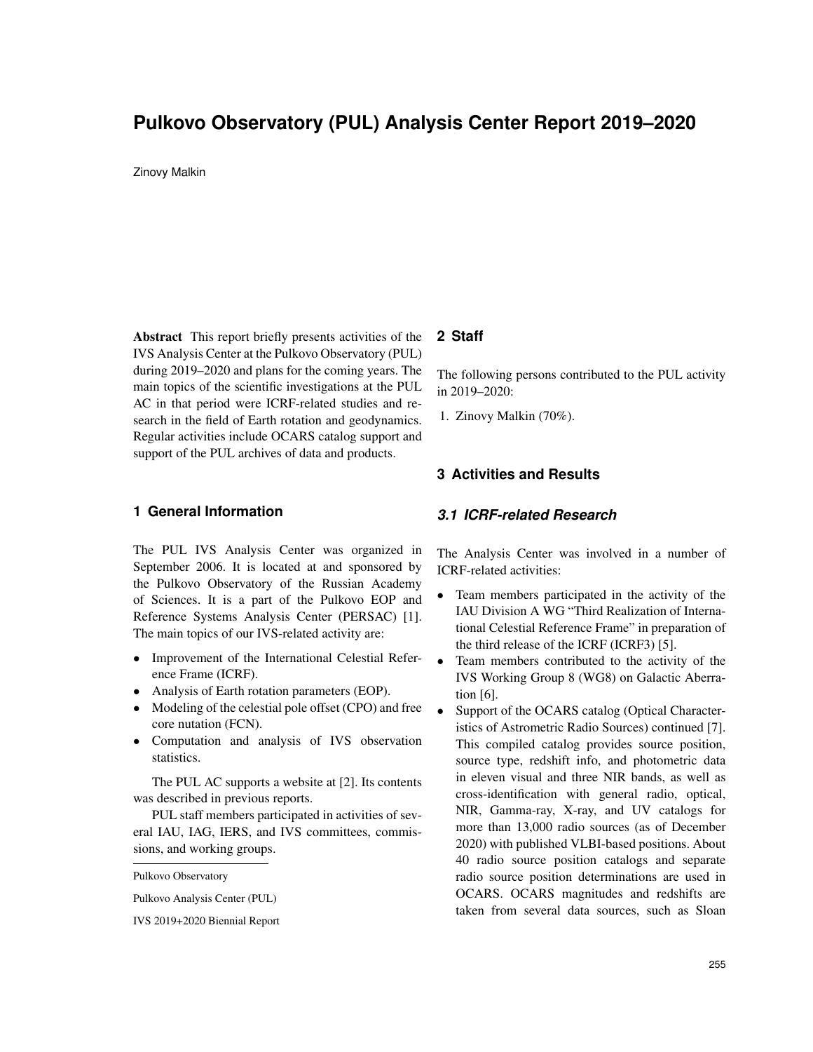# Pulkovo Observatory (PUL) Analysis Center Report 2019–2020

Zinovy Malkin

**Abstract** This report briefly presents activities of the IVS Analysis Center at the Pulkovo Observatory (PUL) during 2019–2020 and plans for the coming years. The main topics of the scientific investigations at the PUL AC in that period were ICRF-related studies and research in the field of Earth rotation and geodynamics. Regular activities include OCARS catalog support and support of the PUL archives of data and products.

## 1 General Information

The PUL IVS Analysis Center was organized in September 2006. It is located at and sponsored by the Pulkovo Observatory of the Russian Academy of Sciences. It is a part of the Pulkovo EOP and Reference Systems Analysis Center (PERSAC) [1]. The main topics of our IVS-related activity are:

- Improvement of the International Celestial Reference Frame (ICRF).
- Analysis of Earth rotation parameters (EOP).
- Modeling of the celestial pole offset (CPO) and free core nutation (FCN).
- Computation and analysis of IVS observation statistics.

The PUL AC supports a website at [2]. Its contents was described in previous reports.

PUL staff members participated in activities of several IAU, IAG, IERS, and IVS committees, commissions, and working groups.

Pulkovo Observatory

Pulkovo Analysis Center (PUL)

IVS 2019+2020 Biennial Report

## 2 Staff

The following persons contributed to the PUL activity in 2019–2020:

1. Zinovy Malkin (70%).

## 3 Activities and Results

### *3.1 ICRF-related Research*

The Analysis Center was involved in a number of ICRF-related activities:

- Team members participated in the activity of the IAU Division A WG "Third Realization of International Celestial Reference Frame" in preparation of the third release of the ICRF (ICRF3) [5].
- Team members contributed to the activity of the IVS Working Group 8 (WG8) on Galactic Aberration [6].
- Support of the OCARS catalog (Optical Characteristics of Astrometric Radio Sources) continued [7]. This compiled catalog provides source position, source type, redshift info, and photometric data in eleven visual and three NIR bands, as well as cross-identification with general radio, optical, NIR, Gamma-ray, X-ray, and UV catalogs for more than 13,000 radio sources (as of December 2020) with published VLBI-based positions. About 40 radio source position catalogs and separate radio source position determinations are used in OCARS. OCARS magnitudes and redshifts are taken from several data sources, such as Sloan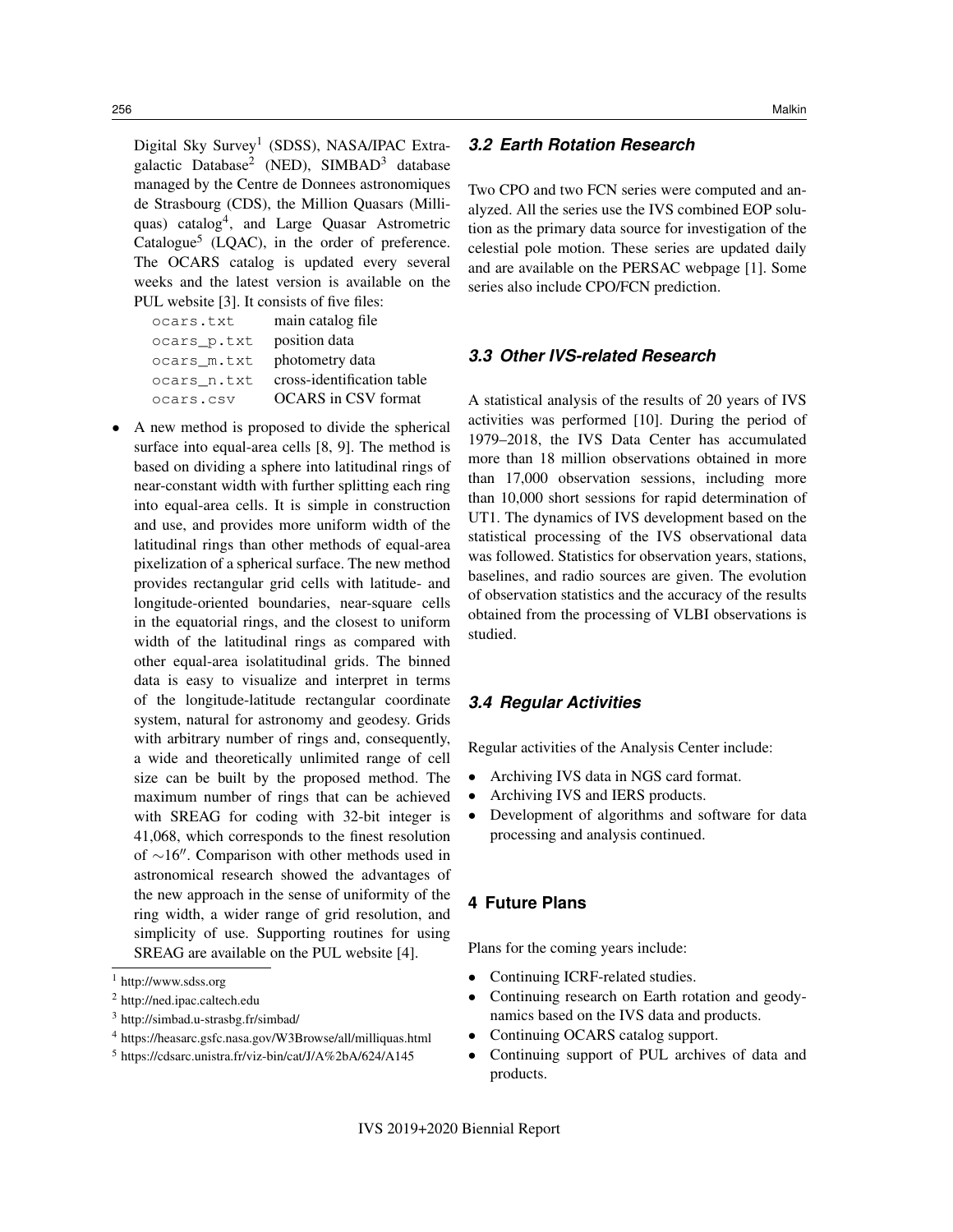Digital Sky Survey[1] (SDSS), NASA/IPAC Extragalactic Database[2] (NED), SIMBAD[3] database managed by the Centre de Donnees astronomiques de Strasbourg (CDS), the Million Quasars (Milliquas) catalog[4], and Large Quasar Astrometric Catalogue[5] (LQAC), in the order of preference. The OCARS catalog is updated every several weeks and the latest version is available on the PUL website [3]. It consists of five files:

| | |
|---|---|
| `ocars.txt` | main catalog file |
| `ocars_p.txt` | position data |
| `ocars_m.txt` | photometry data |
| `ocars_n.txt` | cross-identification table |
| `ocars.csv` | OCARS in CSV format |

- A new method is proposed to divide the spherical surface into equal-area cells [8, 9]. The method is based on dividing a sphere into latitudinal rings of near-constant width with further splitting each ring into equal-area cells. It is simple in construction and use, and provides more uniform width of the latitudinal rings than other methods of equal-area pixelization of a spherical surface. The new method provides rectangular grid cells with latitude- and longitude-oriented boundaries, near-square cells in the equatorial rings, and the closest to uniform width of the latitudinal rings as compared with other equal-area isolatitudinal grids. The binned data is easy to visualize and interpret in terms of the longitude-latitude rectangular coordinate system, natural for astronomy and geodesy. Grids with arbitrary number of rings and, consequently, a wide and theoretically unlimited range of cell size can be built by the proposed method. The maximum number of rings that can be achieved with SREAG for coding with 32-bit integer is 41,068, which corresponds to the finest resolution of $\sim 16''$. Comparison with other methods used in astronomical research showed the advantages of the new approach in the sense of uniformity of the ring width, a wider range of grid resolution, and simplicity of use. Supporting routines for using SREAG are available on the PUL website [4].

[1] http://www.sdss.org

[2] http://ned.ipac.caltech.edu

[3] http://simbad.u-strasbg.fr/simbad/

[4] https://heasarc.gsfc.nasa.gov/W3Browse/all/milliquas.html

[5] https://cdsarc.unistra.fr/viz-bin/cat/J/A%2bA/624/A145

### 3.2 Earth Rotation Research

Two CPO and two FCN series were computed and analyzed. All the series use the IVS combined EOP solution as the primary data source for investigation of the celestial pole motion. These series are updated daily and are available on the PERSAC webpage [1]. Some series also include CPO/FCN prediction.

### 3.3 Other IVS-related Research

A statistical analysis of the results of 20 years of IVS activities was performed [10]. During the period of 1979–2018, the IVS Data Center has accumulated more than 18 million observations obtained in more than 17,000 observation sessions, including more than 10,000 short sessions for rapid determination of UT1. The dynamics of IVS development based on the statistical processing of the IVS observational data was followed. Statistics for observation years, stations, baselines, and radio sources are given. The evolution of observation statistics and the accuracy of the results obtained from the processing of VLBI observations is studied.

### 3.4 Regular Activities

Regular activities of the Analysis Center include:

- Archiving IVS data in NGS card format.
- Archiving IVS and IERS products.
- Development of algorithms and software for data processing and analysis continued.

## 4 Future Plans

Plans for the coming years include:

- Continuing ICRF-related studies.
- Continuing research on Earth rotation and geodynamics based on the IVS data and products.
- Continuing OCARS catalog support.
- Continuing support of PUL archives of data and products.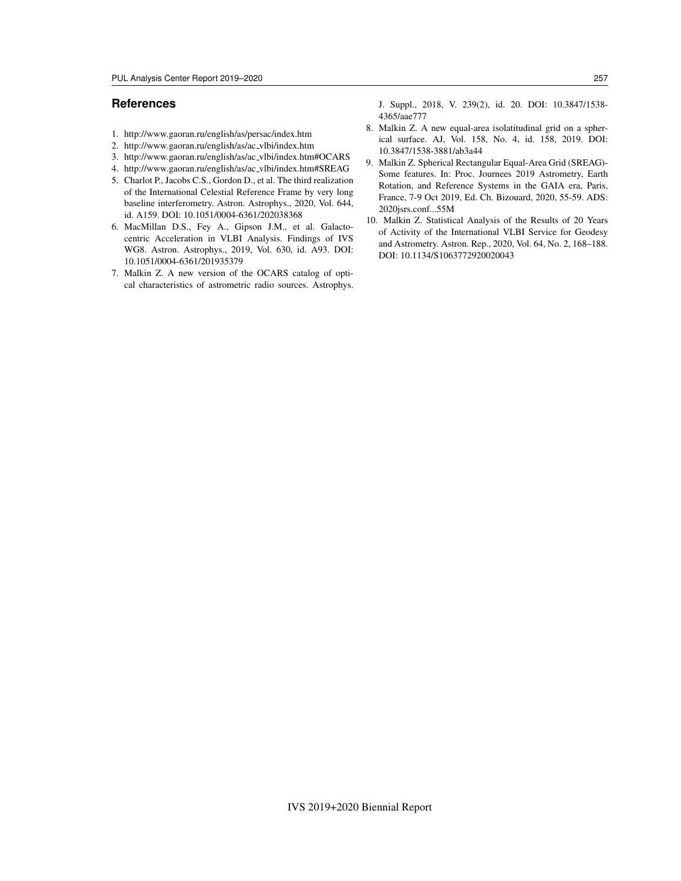## References

1. http://www.gaoran.ru/english/as/persac/index.htm
2. http://www.gaoran.ru/english/as/ac_vlbi/index.htm
3. http://www.gaoran.ru/english/as/ac_vlbi/index.htm#OCARS
4. http://www.gaoran.ru/english/as/ac_vlbi/index.htm#SREAG
5. Charlot P., Jacobs C.S., Gordon D., et al. The third realization of the International Celestial Reference Frame by very long baseline interferometry. Astron. Astrophys., 2020, Vol. 644, id. A159. DOI: 10.1051/0004-6361/202038368
6. MacMillan D.S., Fey A., Gipson J.M., et al. Galactocentric Acceleration in VLBI Analysis. Findings of IVS WG8. Astron. Astrophys., 2019, Vol. 630, id. A93. DOI: 10.1051/0004-6361/201935379
7. Malkin Z. A new version of the OCARS catalog of optical characteristics of astrometric radio sources. Astrophys. J. Suppl., 2018, V. 239(2), id. 20. DOI: 10.3847/1538-4365/aae777
8. Malkin Z. A new equal-area isolatitudinal grid on a spherical surface. AJ, Vol. 158, No. 4, id. 158, 2019. DOI: 10.3847/1538-3881/ab3a44
9. Malkin Z. Spherical Rectangular Equal-Area Grid (SREAG)-Some features. In: Proc. Journees 2019 Astrometry, Earth Rotation, and Reference Systems in the GAIA era, Paris, France, 7-9 Oct 2019, Ed. Ch. Bizouard, 2020, 55-59. ADS: 2020jsrs.conf...55M
10. Malkin Z. Statistical Analysis of the Results of 20 Years of Activity of the International VLBI Service for Geodesy and Astrometry. Astron. Rep., 2020, Vol. 64, No. 2, 168–188. DOI: 10.1134/S1063772920020043